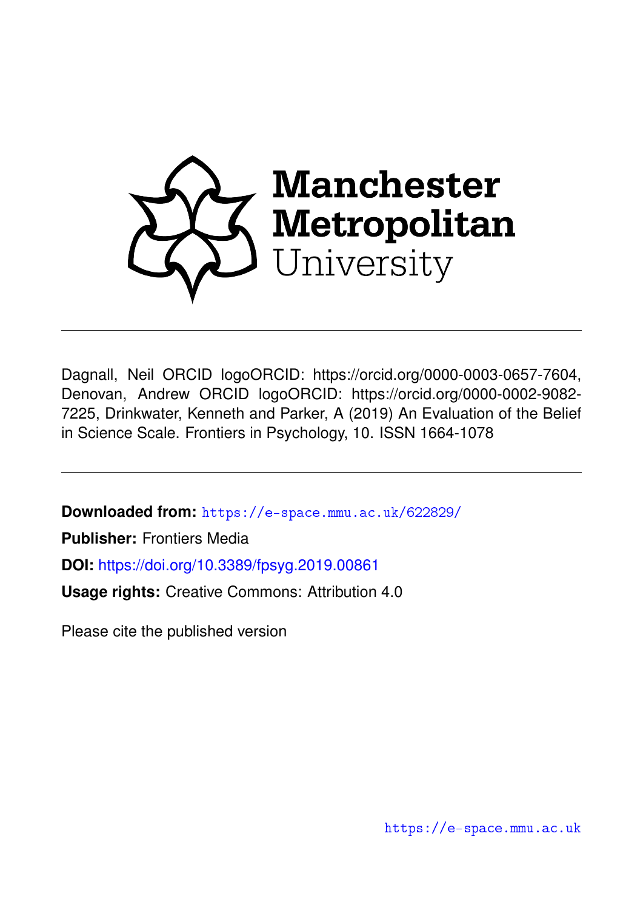Manchester Metropolitan University

Dagnall, Neil ORCID logoORCID: https://orcid.org/0000-0003-0657-7604, Denovan, Andrew ORCID logoORCID: https://orcid.org/0000-0002-9082-7225, Drinkwater, Kenneth and Parker, A (2019) An Evaluation of the Belief in Science Scale. Frontiers in Psychology, 10. ISSN 1664-1078

**Downloaded from:** https://e-space.mmu.ac.uk/622829/

**Publisher:** Frontiers Media

**DOI:** https://doi.org/10.3389/fpsyg.2019.00861

**Usage rights:** Creative Commons: Attribution 4.0

Please cite the published version

https://e-space.mmu.ac.uk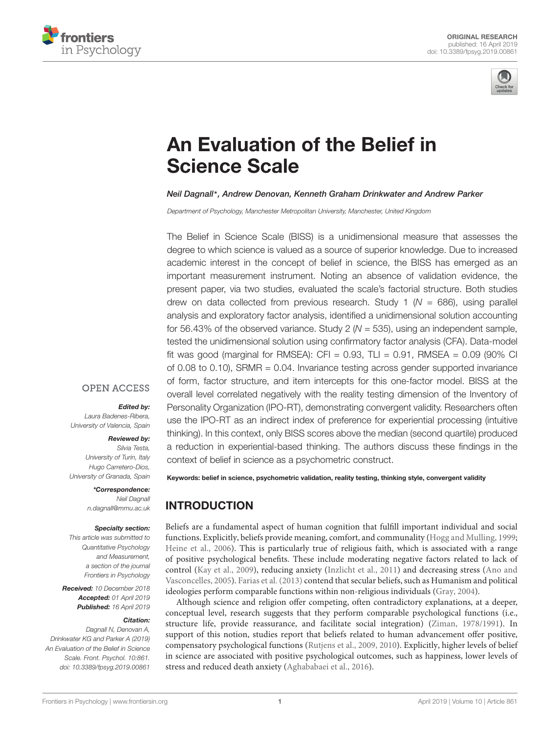# An Evaluation of the Belief in Science Scale

*Neil Dagnall\*, Andrew Denovan, Kenneth Graham Drinkwater and Andrew Parker*

*Department of Psychology, Manchester Metropolitan University, Manchester, United Kingdom*

The Belief in Science Scale (BISS) is a unidimensional measure that assesses the degree to which science is valued as a source of superior knowledge. Due to increased academic interest in the concept of belief in science, the BISS has emerged as an important measurement instrument. Noting an absence of validation evidence, the present paper, via two studies, evaluated the scale's factorial structure. Both studies drew on data collected from previous research. Study 1 ($N$ = 686), using parallel analysis and exploratory factor analysis, identified a unidimensional solution accounting for 56.43% of the observed variance. Study 2 ($N$ = 535), using an independent sample, tested the unidimensional solution using confirmatory factor analysis (CFA). Data-model fit was good (marginal for RMSEA): CFI = 0.93, TLI = 0.91, RMSEA = 0.09 (90% CI of 0.08 to 0.10), SRMR = 0.04. Invariance testing across gender supported invariance of form, factor structure, and item intercepts for this one-factor model. BISS at the overall level correlated negatively with the reality testing dimension of the Inventory of Personality Organization (IPO-RT), demonstrating convergent validity. Researchers often use the IPO-RT as an indirect index of preference for experiential processing (intuitive thinking). In this context, only BISS scores above the median (second quartile) produced a reduction in experiential-based thinking. The authors discuss these findings in the context of belief in science as a psychometric construct.

**Keywords: belief in science, psychometric validation, reality testing, thinking style, convergent validity**

OPEN ACCESS

***Edited by:***
*Laura Badenes-Ribera, University of Valencia, Spain*

***Reviewed by:***
*Silvia Testa, University of Turin, Italy*
*Hugo Carretero-Dios, University of Granada, Spain*

***\*Correspondence:***
*Neil Dagnall*
*n.dagnall@mmu.ac.uk*

***Specialty section:***
*This article was submitted to Quantitative Psychology and Measurement, a section of the journal Frontiers in Psychology*

***Received:*** *10 December 2018*
***Accepted:*** *01 April 2019*
***Published:*** *16 April 2019*

***Citation:***
*Dagnall N, Denovan A, Drinkwater KG and Parker A (2019) An Evaluation of the Belief in Science Scale. Front. Psychol. 10:861. doi: 10.3389/fpsyg.2019.00861*

## INTRODUCTION

Beliefs are a fundamental aspect of human cognition that fulfill important individual and social functions. Explicitly, beliefs provide meaning, comfort, and communality (Hogg and Mulling, 1999; Heine et al., 2006). This is particularly true of religious faith, which is associated with a range of positive psychological benefits. These include moderating negative factors related to lack of control (Kay et al., 2009), reducing anxiety (Inzlicht et al., 2011) and decreasing stress (Ano and Vasconcelles, 2005). Farias et al. (2013) contend that secular beliefs, such as Humanism and political ideologies perform comparable functions within non-religious individuals (Gray, 2004).

Although science and religion offer competing, often contradictory explanations, at a deeper, conceptual level, research suggests that they perform comparable psychological functions (i.e., structure life, provide reassurance, and facilitate social integration) (Ziman, 1978/1991). In support of this notion, studies report that beliefs related to human advancement offer positive, compensatory psychological functions (Rutjens et al., 2009, 2010). Explicitly, higher levels of belief in science are associated with positive psychological outcomes, such as happiness, lower levels of stress and reduced death anxiety (Aghababaei et al., 2016).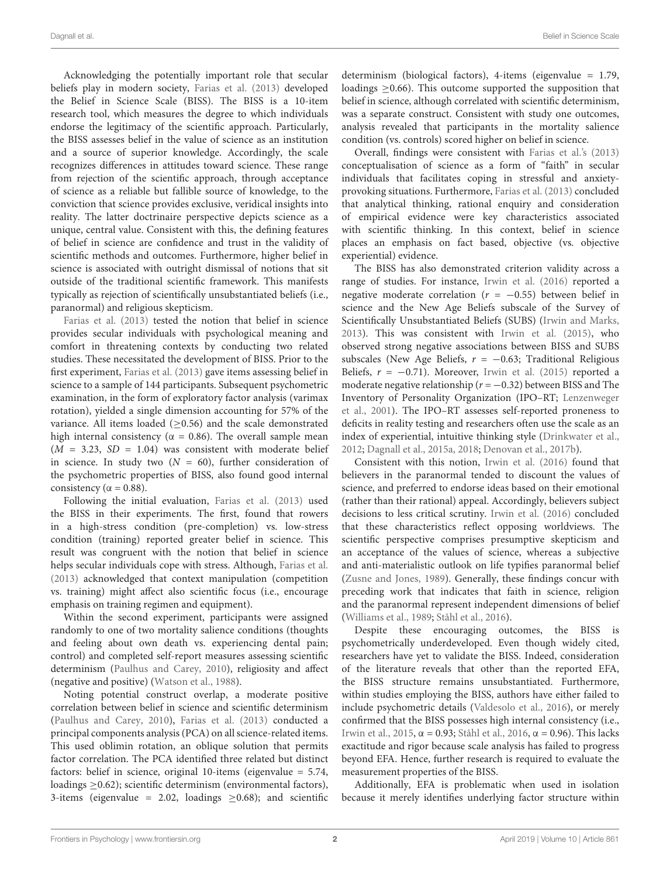Acknowledging the potentially important role that secular beliefs play in modern society, Farias et al. (2013) developed the Belief in Science Scale (BISS). The BISS is a 10-item research tool, which measures the degree to which individuals endorse the legitimacy of the scientific approach. Particularly, the BISS assesses belief in the value of science as an institution and a source of superior knowledge. Accordingly, the scale recognizes differences in attitudes toward science. These range from rejection of the scientific approach, through acceptance of science as a reliable but fallible source of knowledge, to the conviction that science provides exclusive, veridical insights into reality. The latter doctrinaire perspective depicts science as a unique, central value. Consistent with this, the defining features of belief in science are confidence and trust in the validity of scientific methods and outcomes. Furthermore, higher belief in science is associated with outright dismissal of notions that sit outside of the traditional scientific framework. This manifests typically as rejection of scientifically unsubstantiated beliefs (i.e., paranormal) and religious skepticism.

Farias et al. (2013) tested the notion that belief in science provides secular individuals with psychological meaning and comfort in threatening contexts by conducting two related studies. These necessitated the development of BISS. Prior to the first experiment, Farias et al. (2013) gave items assessing belief in science to a sample of 144 participants. Subsequent psychometric examination, in the form of exploratory factor analysis (varimax rotation), yielded a single dimension accounting for 57% of the variance. All items loaded ($\geq$0.56) and the scale demonstrated high internal consistency ($\alpha$ = 0.86). The overall sample mean ($M$ = 3.23, $SD$ = 1.04) was consistent with moderate belief in science. In study two ($N$ = 60), further consideration of the psychometric properties of BISS, also found good internal consistency ($\alpha$ = 0.88).

Following the initial evaluation, Farias et al. (2013) used the BISS in their experiments. The first, found that rowers in a high-stress condition (pre-completion) vs. low-stress condition (training) reported greater belief in science. This result was congruent with the notion that belief in science helps secular individuals cope with stress. Although, Farias et al. (2013) acknowledged that context manipulation (competition vs. training) might affect also scientific focus (i.e., encourage emphasis on training regimen and equipment).

Within the second experiment, participants were assigned randomly to one of two mortality salience conditions (thoughts and feeling about own death vs. experiencing dental pain; control) and completed self-report measures assessing scientific determinism (Paulhus and Carey, 2010), religiosity and affect (negative and positive) (Watson et al., 1988).

Noting potential construct overlap, a moderate positive correlation between belief in science and scientific determinism (Paulhus and Carey, 2010), Farias et al. (2013) conducted a principal components analysis (PCA) on all science-related items. This used oblimin rotation, an oblique solution that permits factor correlation. The PCA identified three related but distinct factors: belief in science, original 10-items (eigenvalue = 5.74, loadings $\geq$0.62); scientific determinism (environmental factors), 3-items (eigenvalue = 2.02, loadings $\geq$0.68); and scientific determinism (biological factors), 4-items (eigenvalue = 1.79, loadings $\geq$0.66). This outcome supported the supposition that belief in science, although correlated with scientific determinism, was a separate construct. Consistent with study one outcomes, analysis revealed that participants in the mortality salience condition (vs. controls) scored higher on belief in science.

Overall, findings were consistent with Farias et al.'s (2013) conceptualisation of science as a form of "faith" in secular individuals that facilitates coping in stressful and anxiety-provoking situations. Furthermore, Farias et al. (2013) concluded that analytical thinking, rational enquiry and consideration of empirical evidence were key characteristics associated with scientific thinking. In this context, belief in science places an emphasis on fact based, objective (vs. objective experiential) evidence.

The BISS has also demonstrated criterion validity across a range of studies. For instance, Irwin et al. (2016) reported a negative moderate correlation ($r$ = −0.55) between belief in science and the New Age Beliefs subscale of the Survey of Scientifically Unsubstantiated Beliefs (SUBS) (Irwin and Marks, 2013). This was consistent with Irwin et al. (2015), who observed strong negative associations between BISS and SUBS subscales (New Age Beliefs, $r$ = −0.63; Traditional Religious Beliefs, $r$ = −0.71). Moreover, Irwin et al. (2015) reported a moderate negative relationship ($r$ = −0.32) between BISS and The Inventory of Personality Organization (IPO–RT; Lenzenweger et al., 2001). The IPO–RT assesses self-reported proneness to deficits in reality testing and researchers often use the scale as an index of experiential, intuitive thinking style (Drinkwater et al., 2012; Dagnall et al., 2015a, 2018; Denovan et al., 2017b).

Consistent with this notion, Irwin et al. (2016) found that believers in the paranormal tended to discount the values of science, and preferred to endorse ideas based on their emotional (rather than their rational) appeal. Accordingly, believers subject decisions to less critical scrutiny. Irwin et al. (2016) concluded that these characteristics reflect opposing worldviews. The scientific perspective comprises presumptive skepticism and an acceptance of the values of science, whereas a subjective and anti-materialistic outlook on life typifies paranormal belief (Zusne and Jones, 1989). Generally, these findings concur with preceding work that indicates that faith in science, religion and the paranormal represent independent dimensions of belief (Williams et al., 1989; Ståhl et al., 2016).

Despite these encouraging outcomes, the BISS is psychometrically underdeveloped. Even though widely cited, researchers have yet to validate the BISS. Indeed, consideration of the literature reveals that other than the reported EFA, the BISS structure remains unsubstantiated. Furthermore, within studies employing the BISS, authors have either failed to include psychometric details (Valdesolo et al., 2016), or merely confirmed that the BISS possesses high internal consistency (i.e., Irwin et al., 2015, $\alpha$ = 0.93; Ståhl et al., 2016, $\alpha$ = 0.96). This lacks exactitude and rigor because scale analysis has failed to progress beyond EFA. Hence, further research is required to evaluate the measurement properties of the BISS.

Additionally, EFA is problematic when used in isolation because it merely identifies underlying factor structure within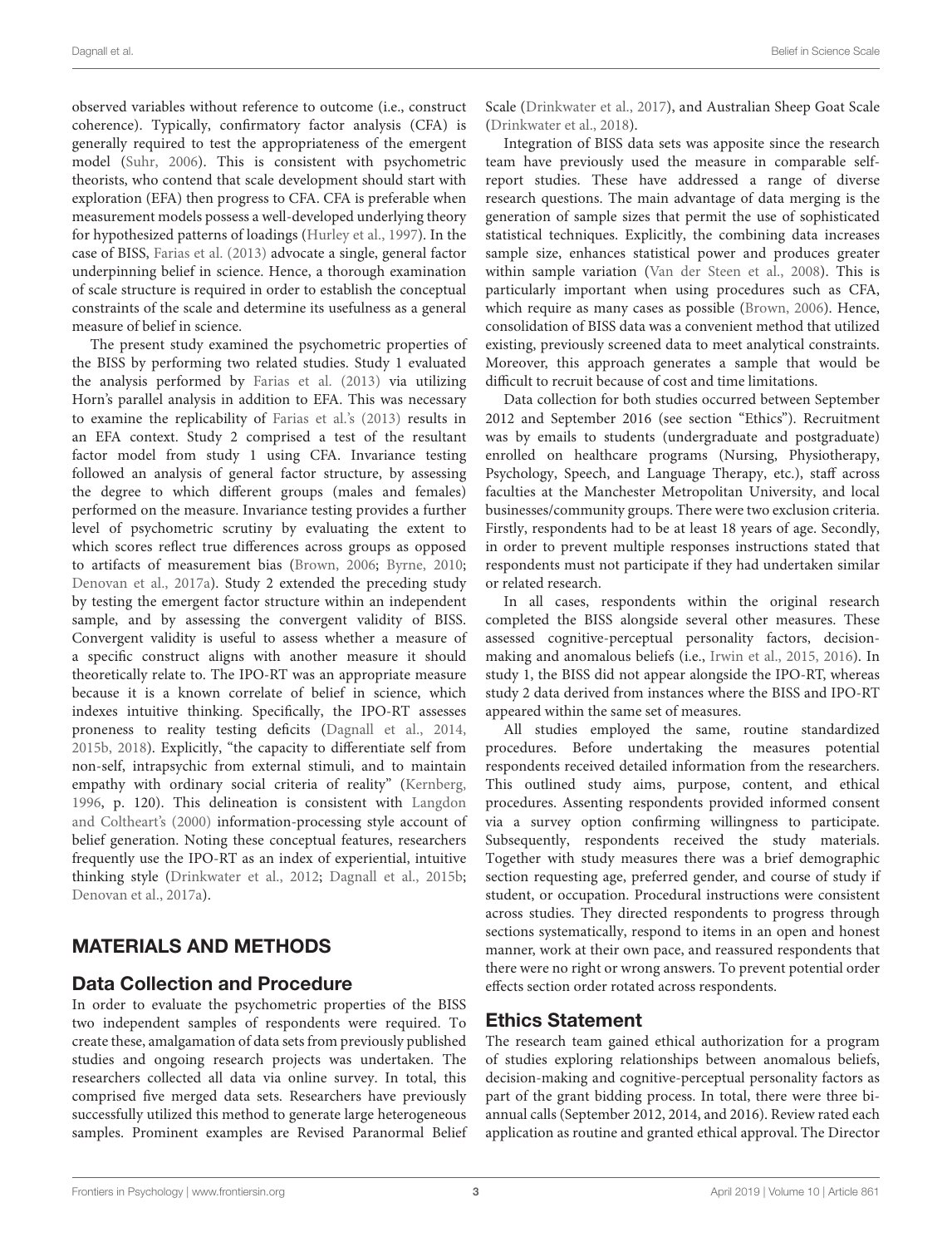observed variables without reference to outcome (i.e., construct coherence). Typically, confirmatory factor analysis (CFA) is generally required to test the appropriateness of the emergent model (Suhr, 2006). This is consistent with psychometric theorists, who contend that scale development should start with exploration (EFA) then progress to CFA. CFA is preferable when measurement models possess a well-developed underlying theory for hypothesized patterns of loadings (Hurley et al., 1997). In the case of BISS, Farias et al. (2013) advocate a single, general factor underpinning belief in science. Hence, a thorough examination of scale structure is required in order to establish the conceptual constraints of the scale and determine its usefulness as a general measure of belief in science.

The present study examined the psychometric properties of the BISS by performing two related studies. Study 1 evaluated the analysis performed by Farias et al. (2013) via utilizing Horn's parallel analysis in addition to EFA. This was necessary to examine the replicability of Farias et al.'s (2013) results in an EFA context. Study 2 comprised a test of the resultant factor model from study 1 using CFA. Invariance testing followed an analysis of general factor structure, by assessing the degree to which different groups (males and females) performed on the measure. Invariance testing provides a further level of psychometric scrutiny by evaluating the extent to which scores reflect true differences across groups as opposed to artifacts of measurement bias (Brown, 2006; Byrne, 2010; Denovan et al., 2017a). Study 2 extended the preceding study by testing the emergent factor structure within an independent sample, and by assessing the convergent validity of BISS. Convergent validity is useful to assess whether a measure of a specific construct aligns with another measure it should theoretically relate to. The IPO-RT was an appropriate measure because it is a known correlate of belief in science, which indexes intuitive thinking. Specifically, the IPO-RT assesses proneness to reality testing deficits (Dagnall et al., 2014, 2015b, 2018). Explicitly, "the capacity to differentiate self from non-self, intrapsychic from external stimuli, and to maintain empathy with ordinary social criteria of reality" (Kernberg, 1996, p. 120). This delineation is consistent with Langdon and Coltheart's (2000) information-processing style account of belief generation. Noting these conceptual features, researchers frequently use the IPO-RT as an index of experiential, intuitive thinking style (Drinkwater et al., 2012; Dagnall et al., 2015b; Denovan et al., 2017a).

## MATERIALS AND METHODS

### Data Collection and Procedure

In order to evaluate the psychometric properties of the BISS two independent samples of respondents were required. To create these, amalgamation of data sets from previously published studies and ongoing research projects was undertaken. The researchers collected all data via online survey. In total, this comprised five merged data sets. Researchers have previously successfully utilized this method to generate large heterogeneous samples. Prominent examples are Revised Paranormal Belief Scale (Drinkwater et al., 2017), and Australian Sheep Goat Scale (Drinkwater et al., 2018).

Integration of BISS data sets was apposite since the research team have previously used the measure in comparable self-report studies. These have addressed a range of diverse research questions. The main advantage of data merging is the generation of sample sizes that permit the use of sophisticated statistical techniques. Explicitly, the combining data increases sample size, enhances statistical power and produces greater within sample variation (Van der Steen et al., 2008). This is particularly important when using procedures such as CFA, which require as many cases as possible (Brown, 2006). Hence, consolidation of BISS data was a convenient method that utilized existing, previously screened data to meet analytical constraints. Moreover, this approach generates a sample that would be difficult to recruit because of cost and time limitations.

Data collection for both studies occurred between September 2012 and September 2016 (see section "Ethics"). Recruitment was by emails to students (undergraduate and postgraduate) enrolled on healthcare programs (Nursing, Physiotherapy, Psychology, Speech, and Language Therapy, etc.), staff across faculties at the Manchester Metropolitan University, and local businesses/community groups. There were two exclusion criteria. Firstly, respondents had to be at least 18 years of age. Secondly, in order to prevent multiple responses instructions stated that respondents must not participate if they had undertaken similar or related research.

In all cases, respondents within the original research completed the BISS alongside several other measures. These assessed cognitive-perceptual personality factors, decision-making and anomalous beliefs (i.e., Irwin et al., 2015, 2016). In study 1, the BISS did not appear alongside the IPO-RT, whereas study 2 data derived from instances where the BISS and IPO-RT appeared within the same set of measures.

All studies employed the same, routine standardized procedures. Before undertaking the measures potential respondents received detailed information from the researchers. This outlined study aims, purpose, content, and ethical procedures. Assenting respondents provided informed consent via a survey option confirming willingness to participate. Subsequently, respondents received the study materials. Together with study measures there was a brief demographic section requesting age, preferred gender, and course of study if student, or occupation. Procedural instructions were consistent across studies. They directed respondents to progress through sections systematically, respond to items in an open and honest manner, work at their own pace, and reassured respondents that there were no right or wrong answers. To prevent potential order effects section order rotated across respondents.

### Ethics Statement

The research team gained ethical authorization for a program of studies exploring relationships between anomalous beliefs, decision-making and cognitive-perceptual personality factors as part of the grant bidding process. In total, there were three bi-annual calls (September 2012, 2014, and 2016). Review rated each application as routine and granted ethical approval. The Director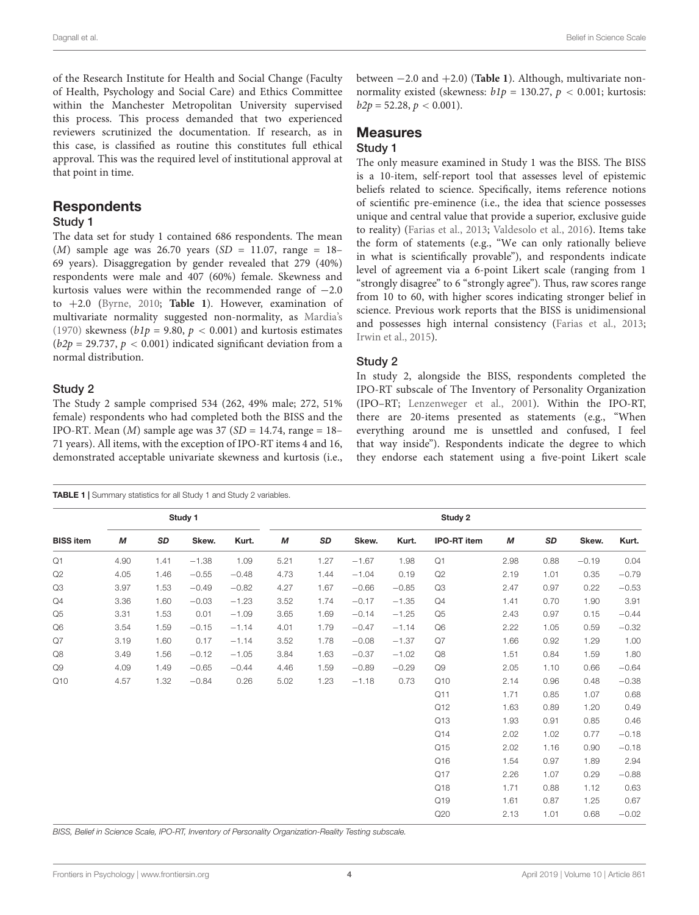of the Research Institute for Health and Social Change (Faculty of Health, Psychology and Social Care) and Ethics Committee within the Manchester Metropolitan University supervised this process. This process demanded that two experienced reviewers scrutinized the documentation. If research, as in this case, is classified as routine this constitutes full ethical approval. This was the required level of institutional approval at that point in time.

## Respondents

### Study 1

The data set for study 1 contained 686 respondents. The mean ($M$) sample age was 26.70 years ($SD$ = 11.07, range = 18–69 years). Disaggregation by gender revealed that 279 (40%) respondents were male and 407 (60%) female. Skewness and kurtosis values were within the recommended range of −2.0 to +2.0 (Byrne, 2010; **Table 1**). However, examination of multivariate normality suggested non-normality, as Mardia's (1970) skewness ($b1p$ = 9.80, $p < 0.001$) and kurtosis estimates ($b2p$ = 29.737, $p < 0.001$) indicated significant deviation from a normal distribution.

### Study 2

The Study 2 sample comprised 534 (262, 49% male; 272, 51% female) respondents who had completed both the BISS and the IPO-RT. Mean ($M$) sample age was 37 ($SD$ = 14.74, range = 18–71 years). All items, with the exception of IPO-RT items 4 and 16, demonstrated acceptable univariate skewness and kurtosis (i.e., between −2.0 and +2.0) (**Table 1**). Although, multivariate non-normality existed (skewness: $b1p$ = 130.27, $p < 0.001$; kurtosis: $b2p$ = 52.28, $p < 0.001$).

## Measures

### Study 1

The only measure examined in Study 1 was the BISS. The BISS is a 10-item, self-report tool that assesses level of epistemic beliefs related to science. Specifically, items reference notions of scientific pre-eminence (i.e., the idea that science possesses unique and central value that provide a superior, exclusive guide to reality) (Farias et al., 2013; Valdesolo et al., 2016). Items take the form of statements (e.g., "We can only rationally believe in what is scientifically provable"), and respondents indicate level of agreement via a 6-point Likert scale (ranging from 1 "strongly disagree" to 6 "strongly agree"). Thus, raw scores range from 10 to 60, with higher scores indicating stronger belief in science. Previous work reports that the BISS is unidimensional and possesses high internal consistency (Farias et al., 2013; Irwin et al., 2015).

### Study 2

In study 2, alongside the BISS, respondents completed the IPO-RT subscale of The Inventory of Personality Organization (IPO–RT; Lenzenweger et al., 2001). Within the IPO-RT, there are 20-items presented as statements (e.g., "When everything around me is unsettled and confused, I feel that way inside"). Respondents indicate the degree to which they endorse each statement using a five-point Likert scale

**TABLE 1** | Summary statistics for all Study 1 and Study 2 variables.

| | Study 1 | | | | Study 2 | | | | | | | | |
|---|---|---|---|---|---|---|---|---|---|---|---|---|---|
| **BISS item** | ***M*** | ***SD*** | **Skew.** | **Kurt.** | ***M*** | ***SD*** | **Skew.** | **Kurt.** | **IPO-RT item** | ***M*** | ***SD*** | **Skew.** | **Kurt.** |
| Q1 | 4.90 | 1.41 | −1.38 | 1.09 | 5.21 | 1.27 | −1.67 | 1.98 | Q1 | 2.98 | 0.88 | −0.19 | 0.04 |
| Q2 | 4.05 | 1.46 | −0.55 | −0.48 | 4.73 | 1.44 | −1.04 | 0.19 | Q2 | 2.19 | 1.01 | 0.35 | −0.79 |
| Q3 | 3.97 | 1.53 | −0.49 | −0.82 | 4.27 | 1.67 | −0.66 | −0.85 | Q3 | 2.47 | 0.97 | 0.22 | −0.53 |
| Q4 | 3.36 | 1.60 | −0.03 | −1.23 | 3.52 | 1.74 | −0.17 | −1.35 | Q4 | 1.41 | 0.70 | 1.90 | 3.91 |
| Q5 | 3.31 | 1.53 | 0.01 | −1.09 | 3.65 | 1.69 | −0.14 | −1.25 | Q5 | 2.43 | 0.97 | 0.15 | −0.44 |
| Q6 | 3.54 | 1.59 | −0.15 | −1.14 | 4.01 | 1.79 | −0.47 | −1.14 | Q6 | 2.22 | 1.05 | 0.59 | −0.32 |
| Q7 | 3.19 | 1.60 | 0.17 | −1.14 | 3.52 | 1.78 | −0.08 | −1.37 | Q7 | 1.66 | 0.92 | 1.29 | 1.00 |
| Q8 | 3.49 | 1.56 | −0.12 | −1.05 | 3.84 | 1.63 | −0.37 | −1.02 | Q8 | 1.51 | 0.84 | 1.59 | 1.80 |
| Q9 | 4.09 | 1.49 | −0.65 | −0.44 | 4.46 | 1.59 | −0.89 | −0.29 | Q9 | 2.05 | 1.10 | 0.66 | −0.64 |
| Q10 | 4.57 | 1.32 | −0.84 | 0.26 | 5.02 | 1.23 | −1.18 | 0.73 | Q10 | 2.14 | 0.96 | 0.48 | −0.38 |
| | | | | | | | | | Q11 | 1.71 | 0.85 | 1.07 | 0.68 |
| | | | | | | | | | Q12 | 1.63 | 0.89 | 1.20 | 0.49 |
| | | | | | | | | | Q13 | 1.93 | 0.91 | 0.85 | 0.46 |
| | | | | | | | | | Q14 | 2.02 | 1.02 | 0.77 | −0.18 |
| | | | | | | | | | Q15 | 2.02 | 1.16 | 0.90 | −0.18 |
| | | | | | | | | | Q16 | 1.54 | 0.97 | 1.89 | 2.94 |
| | | | | | | | | | Q17 | 2.26 | 1.07 | 0.29 | −0.88 |
| | | | | | | | | | Q18 | 1.71 | 0.88 | 1.12 | 0.63 |
| | | | | | | | | | Q19 | 1.61 | 0.87 | 1.25 | 0.67 |
| | | | | | | | | | Q20 | 2.13 | 1.01 | 0.68 | −0.02 |

*BISS, Belief in Science Scale, IPO-RT, Inventory of Personality Organization-Reality Testing subscale.*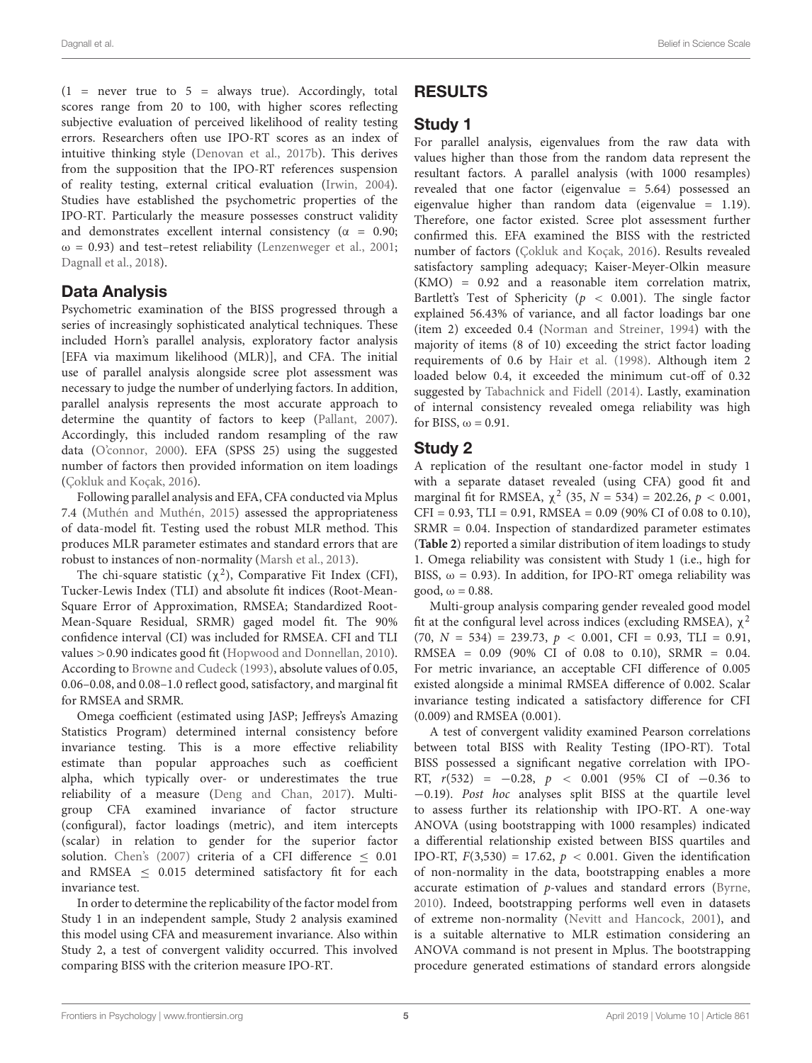(1 = never true to 5 = always true). Accordingly, total scores range from 20 to 100, with higher scores reflecting subjective evaluation of perceived likelihood of reality testing errors. Researchers often use IPO-RT scores as an index of intuitive thinking style (Denovan et al., 2017b). This derives from the supposition that the IPO-RT references suspension of reality testing, external critical evaluation (Irwin, 2004). Studies have established the psychometric properties of the IPO-RT. Particularly the measure possesses construct validity and demonstrates excellent internal consistency ($\alpha$ = 0.90; $\omega$ = 0.93) and test–retest reliability (Lenzenweger et al., 2001; Dagnall et al., 2018).

## Data Analysis

Psychometric examination of the BISS progressed through a series of increasingly sophisticated analytical techniques. These included Horn's parallel analysis, exploratory factor analysis [EFA via maximum likelihood (MLR)], and CFA. The initial use of parallel analysis alongside scree plot assessment was necessary to judge the number of underlying factors. In addition, parallel analysis represents the most accurate approach to determine the quantity of factors to keep (Pallant, 2007). Accordingly, this included random resampling of the raw data (O'connor, 2000). EFA (SPSS 25) using the suggested number of factors then provided information on item loadings (Çokluk and Koçak, 2016).

Following parallel analysis and EFA, CFA conducted via Mplus 7.4 (Muthén and Muthén, 2015) assessed the appropriateness of data-model fit. Testing used the robust MLR method. This produces MLR parameter estimates and standard errors that are robust to instances of non-normality (Marsh et al., 2013).

The chi-square statistic ($\chi^2$), Comparative Fit Index (CFI), Tucker-Lewis Index (TLI) and absolute fit indices (Root-Mean-Square Error of Approximation, RMSEA; Standardized Root-Mean-Square Residual, SRMR) gaged model fit. The 90% confidence interval (CI) was included for RMSEA. CFI and TLI values >0.90 indicates good fit (Hopwood and Donnellan, 2010). According to Browne and Cudeck (1993), absolute values of 0.05, 0.06–0.08, and 0.08–1.0 reflect good, satisfactory, and marginal fit for RMSEA and SRMR.

Omega coefficient (estimated using JASP; Jeffreys's Amazing Statistics Program) determined internal consistency before invariance testing. This is a more effective reliability estimate than popular approaches such as coefficient alpha, which typically over- or underestimates the true reliability of a measure (Deng and Chan, 2017). Multi-group CFA examined invariance of factor structure (configural), factor loadings (metric), and item intercepts (scalar) in relation to gender for the superior factor solution. Chen's (2007) criteria of a CFI difference $\leq$ 0.01 and RMSEA $\leq$ 0.015 determined satisfactory fit for each invariance test.

In order to determine the replicability of the factor model from Study 1 in an independent sample, Study 2 analysis examined this model using CFA and measurement invariance. Also within Study 2, a test of convergent validity occurred. This involved comparing BISS with the criterion measure IPO-RT.

# RESULTS

## Study 1

For parallel analysis, eigenvalues from the raw data with values higher than those from the random data represent the resultant factors. A parallel analysis (with 1000 resamples) revealed that one factor (eigenvalue = 5.64) possessed an eigenvalue higher than random data (eigenvalue = 1.19). Therefore, one factor existed. Scree plot assessment further confirmed this. EFA examined the BISS with the restricted number of factors (Çokluk and Koçak, 2016). Results revealed satisfactory sampling adequacy; Kaiser-Meyer-Olkin measure (KMO) = 0.92 and a reasonable item correlation matrix, Bartlett's Test of Sphericity ($p$ < 0.001). The single factor explained 56.43% of variance, and all factor loadings bar one (item 2) exceeded 0.4 (Norman and Streiner, 1994) with the majority of items (8 of 10) exceeding the strict factor loading requirements of 0.6 by Hair et al. (1998). Although item 2 loaded below 0.4, it exceeded the minimum cut-off of 0.32 suggested by Tabachnick and Fidell (2014). Lastly, examination of internal consistency revealed omega reliability was high for BISS, $\omega$ = 0.91.

## Study 2

A replication of the resultant one-factor model in study 1 with a separate dataset revealed (using CFA) good fit and marginal fit for RMSEA, $\chi^2$ (35, $N$ = 534) = 202.26, $p$ < 0.001, CFI = 0.93, TLI = 0.91, RMSEA = 0.09 (90% CI of 0.08 to 0.10), SRMR = 0.04. Inspection of standardized parameter estimates (**Table 2**) reported a similar distribution of item loadings to study 1. Omega reliability was consistent with Study 1 (i.e., high for BISS, $\omega$ = 0.93). In addition, for IPO-RT omega reliability was good, $\omega$ = 0.88.

Multi-group analysis comparing gender revealed good model fit at the configural level across indices (excluding RMSEA), $\chi^2$ (70, $N$ = 534) = 239.73, $p$ < 0.001, CFI = 0.93, TLI = 0.91, RMSEA = 0.09 (90% CI of 0.08 to 0.10), SRMR = 0.04. For metric invariance, an acceptable CFI difference of 0.005 existed alongside a minimal RMSEA difference of 0.002. Scalar invariance testing indicated a satisfactory difference for CFI (0.009) and RMSEA (0.001).

A test of convergent validity examined Pearson correlations between total BISS with Reality Testing (IPO-RT). Total BISS possessed a significant negative correlation with IPO-RT, $r$(532) = −0.28, $p$ < 0.001 (95% CI of −0.36 to −0.19). *Post hoc* analyses split BISS at the quartile level to assess further its relationship with IPO-RT. A one-way ANOVA (using bootstrapping with 1000 resamples) indicated a differential relationship existed between BISS quartiles and IPO-RT, $F$(3,530) = 17.62, $p$ < 0.001. Given the identification of non-normality in the data, bootstrapping enables a more accurate estimation of $p$-values and standard errors (Byrne, 2010). Indeed, bootstrapping performs well even in datasets of extreme non-normality (Nevitt and Hancock, 2001), and is a suitable alternative to MLR estimation considering an ANOVA command is not present in Mplus. The bootstrapping procedure generated estimations of standard errors alongside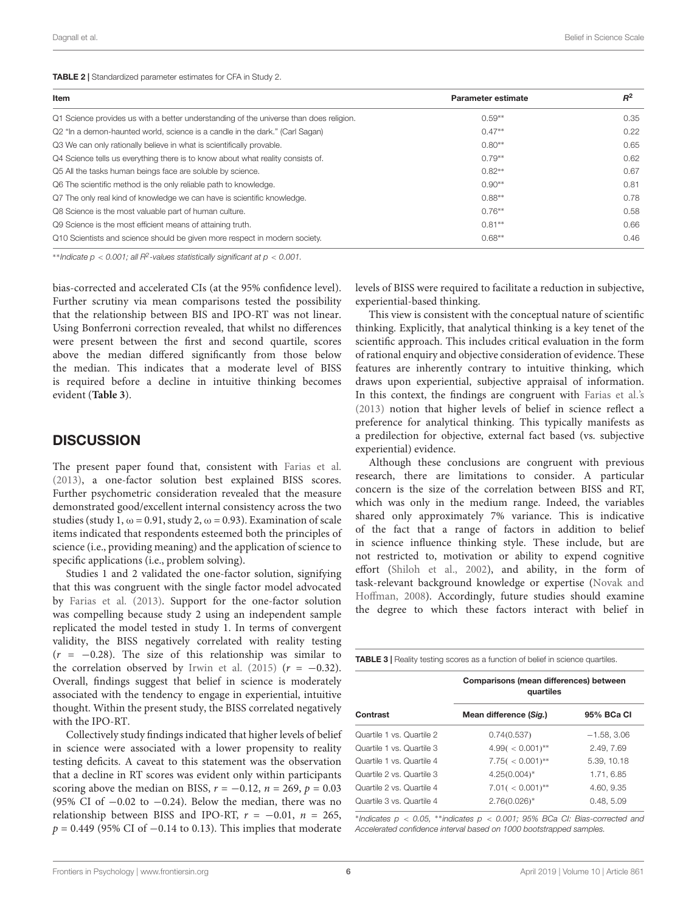**TABLE 2** | Standardized parameter estimates for CFA in Study 2.

| Item | Parameter estimate | $R^2$ |
|---|---|---|
| Q1 Science provides us with a better understanding of the universe than does religion. | 0.59** | 0.35 |
| Q2 "In a demon-haunted world, science is a candle in the dark." (Carl Sagan) | 0.47** | 0.22 |
| Q3 We can only rationally believe in what is scientifically provable. | 0.80** | 0.65 |
| Q4 Science tells us everything there is to know about what reality consists of. | 0.79** | 0.62 |
| Q5 All the tasks human beings face are soluble by science. | 0.82** | 0.67 |
| Q6 The scientific method is the only reliable path to knowledge. | 0.90** | 0.81 |
| Q7 The only real kind of knowledge we can have is scientific knowledge. | 0.88** | 0.78 |
| Q8 Science is the most valuable part of human culture. | 0.76** | 0.58 |
| Q9 Science is the most efficient means of attaining truth. | 0.81** | 0.66 |
| Q10 Scientists and science should be given more respect in modern society. | 0.68** | 0.46 |

**Indicate $p < 0.001$; all $R^2$-values statistically significant at $p < 0.001$.*

bias-corrected and accelerated CIs (at the 95% confidence level). Further scrutiny via mean comparisons tested the possibility that the relationship between BIS and IPO-RT was not linear. Using Bonferroni correction revealed, that whilst no differences were present between the first and second quartile, scores above the median differed significantly from those below the median. This indicates that a moderate level of BISS is required before a decline in intuitive thinking becomes evident (**Table 3**).

## DISCUSSION

The present paper found that, consistent with Farias et al. (2013), a one-factor solution best explained BISS scores. Further psychometric consideration revealed that the measure demonstrated good/excellent internal consistency across the two studies (study 1, $\omega = 0.91$, study 2, $\omega = 0.93$). Examination of scale items indicated that respondents esteemed both the principles of science (i.e., providing meaning) and the application of science to specific applications (i.e., problem solving).

Studies 1 and 2 validated the one-factor solution, signifying that this was congruent with the single factor model advocated by Farias et al. (2013). Support for the one-factor solution was compelling because study 2 using an independent sample replicated the model tested in study 1. In terms of convergent validity, the BISS negatively correlated with reality testing ($r = -0.28$). The size of this relationship was similar to the correlation observed by Irwin et al. (2015) ($r = -0.32$). Overall, findings suggest that belief in science is moderately associated with the tendency to engage in experiential, intuitive thought. Within the present study, the BISS correlated negatively with the IPO-RT.

Collectively study findings indicated that higher levels of belief in science were associated with a lower propensity to reality testing deficits. A caveat to this statement was the observation that a decline in RT scores was evident only within participants scoring above the median on BISS, $r = -0.12$, $n = 269$, $p = 0.03$ (95% CI of $-0.02$ to $-0.24$). Below the median, there was no relationship between BISS and IPO-RT, $r = -0.01$, $n = 265$, $p = 0.449$ (95% CI of $-0.14$ to 0.13). This implies that moderate levels of BISS were required to facilitate a reduction in subjective, experiential-based thinking.

This view is consistent with the conceptual nature of scientific thinking. Explicitly, that analytical thinking is a key tenet of the scientific approach. This includes critical evaluation in the form of rational enquiry and objective consideration of evidence. These features are inherently contrary to intuitive thinking, which draws upon experiential, subjective appraisal of information. In this context, the findings are congruent with Farias et al.'s (2013) notion that higher levels of belief in science reflect a preference for analytical thinking. This typically manifests as a predilection for objective, external fact based (vs. subjective experiential) evidence.

Although these conclusions are congruent with previous research, there are limitations to consider. A particular concern is the size of the correlation between BISS and RT, which was only in the medium range. Indeed, the variables shared only approximately 7% variance. This is indicative of the fact that a range of factors in addition to belief in science influence thinking style. These include, but are not restricted to, motivation or ability to expend cognitive effort (Shiloh et al., 2002), and ability, in the form of task-relevant background knowledge or expertise (Novak and Hoffman, 2008). Accordingly, future studies should examine the degree to which these factors interact with belief in

**TABLE 3** | Reality testing scores as a function of belief in science quartiles.

| | Comparisons (mean differences) between quartiles | |
|---|---|---|
| **Contrast** | **Mean difference (*Sig.*)** | **95% BCa CI** |
| Quartile 1 vs. Quartile 2 | 0.74(0.537) | −1.58, 3.06 |
| Quartile 1 vs. Quartile 3 | 4.99( < 0.001)** | 2.49, 7.69 |
| Quartile 1 vs. Quartile 4 | 7.75( < 0.001)** | 5.39, 10.18 |
| Quartile 2 vs. Quartile 3 | 4.25(0.004)* | 1.71, 6.85 |
| Quartile 2 vs. Quartile 4 | 7.01( < 0.001)** | 4.60, 9.35 |
| Quartile 3 vs. Quartile 4 | 2.76(0.026)* | 0.48, 5.09 |

*Indicates $p < 0.05$, **indicates $p < 0.001$; 95% BCa CI: Bias-corrected and Accelerated confidence interval based on 1000 bootstrapped samples.*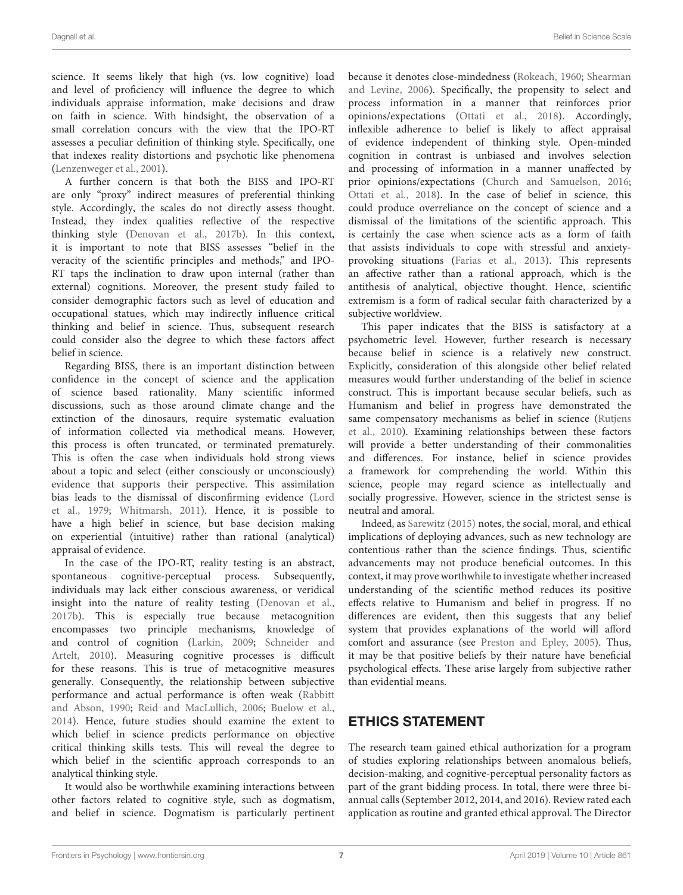science. It seems likely that high (vs. low cognitive) load and level of proficiency will influence the degree to which individuals appraise information, make decisions and draw on faith in science. With hindsight, the observation of a small correlation concurs with the view that the IPO-RT assesses a peculiar definition of thinking style. Specifically, one that indexes reality distortions and psychotic like phenomena (Lenzenweger et al., 2001).

A further concern is that both the BISS and IPO-RT are only "proxy" indirect measures of preferential thinking style. Accordingly, the scales do not directly assess thought. Instead, they index qualities reflective of the respective thinking style (Denovan et al., 2017b). In this context, it is important to note that BISS assesses "belief in the veracity of the scientific principles and methods," and IPO-RT taps the inclination to draw upon internal (rather than external) cognitions. Moreover, the present study failed to consider demographic factors such as level of education and occupational statues, which may indirectly influence critical thinking and belief in science. Thus, subsequent research could consider also the degree to which these factors affect belief in science.

Regarding BISS, there is an important distinction between confidence in the concept of science and the application of science based rationality. Many scientific informed discussions, such as those around climate change and the extinction of the dinosaurs, require systematic evaluation of information collected via methodical means. However, this process is often truncated, or terminated prematurely. This is often the case when individuals hold strong views about a topic and select (either consciously or unconsciously) evidence that supports their perspective. This assimilation bias leads to the dismissal of disconfirming evidence (Lord et al., 1979; Whitmarsh, 2011). Hence, it is possible to have a high belief in science, but base decision making on experiential (intuitive) rather than rational (analytical) appraisal of evidence.

In the case of the IPO-RT, reality testing is an abstract, spontaneous cognitive-perceptual process. Subsequently, individuals may lack either conscious awareness, or veridical insight into the nature of reality testing (Denovan et al., 2017b). This is especially true because metacognition encompasses two principle mechanisms, knowledge of and control of cognition (Larkin, 2009; Schneider and Artelt, 2010). Measuring cognitive processes is difficult for these reasons. This is true of metacognitive measures generally. Consequently, the relationship between subjective performance and actual performance is often weak (Rabbitt and Abson, 1990; Reid and MacLullich, 2006; Buelow et al., 2014). Hence, future studies should examine the extent to which belief in science predicts performance on objective critical thinking skills tests. This will reveal the degree to which belief in the scientific approach corresponds to an analytical thinking style.

It would also be worthwhile examining interactions between other factors related to cognitive style, such as dogmatism, and belief in science. Dogmatism is particularly pertinent because it denotes close-mindedness (Rokeach, 1960; Shearman and Levine, 2006). Specifically, the propensity to select and process information in a manner that reinforces prior opinions/expectations (Ottati et al., 2018). Accordingly, inflexible adherence to belief is likely to affect appraisal of evidence independent of thinking style. Open-minded cognition in contrast is unbiased and involves selection and processing of information in a manner unaffected by prior opinions/expectations (Church and Samuelson, 2016; Ottati et al., 2018). In the case of belief in science, this could produce overreliance on the concept of science and a dismissal of the limitations of the scientific approach. This is certainly the case when science acts as a form of faith that assists individuals to cope with stressful and anxiety-provoking situations (Farias et al., 2013). This represents an affective rather than a rational approach, which is the antithesis of analytical, objective thought. Hence, scientific extremism is a form of radical secular faith characterized by a subjective worldview.

This paper indicates that the BISS is satisfactory at a psychometric level. However, further research is necessary because belief in science is a relatively new construct. Explicitly, consideration of this alongside other belief related measures would further understanding of the belief in science construct. This is important because secular beliefs, such as Humanism and belief in progress have demonstrated the same compensatory mechanisms as belief in science (Rutjens et al., 2010). Examining relationships between these factors will provide a better understanding of their commonalities and differences. For instance, belief in science provides a framework for comprehending the world. Within this science, people may regard science as intellectually and socially progressive. However, science in the strictest sense is neutral and amoral.

Indeed, as Sarewitz (2015) notes, the social, moral, and ethical implications of deploying advances, such as new technology are contentious rather than the science findings. Thus, scientific advancements may not produce beneficial outcomes. In this context, it may prove worthwhile to investigate whether increased understanding of the scientific method reduces its positive effects relative to Humanism and belief in progress. If no differences are evident, then this suggests that any belief system that provides explanations of the world will afford comfort and assurance (see Preston and Epley, 2005). Thus, it may be that positive beliefs by their nature have beneficial psychological effects. These arise largely from subjective rather than evidential means.

## ETHICS STATEMENT

The research team gained ethical authorization for a program of studies exploring relationships between anomalous beliefs, decision-making, and cognitive-perceptual personality factors as part of the grant bidding process. In total, there were three bi-annual calls (September 2012, 2014, and 2016). Review rated each application as routine and granted ethical approval. The Director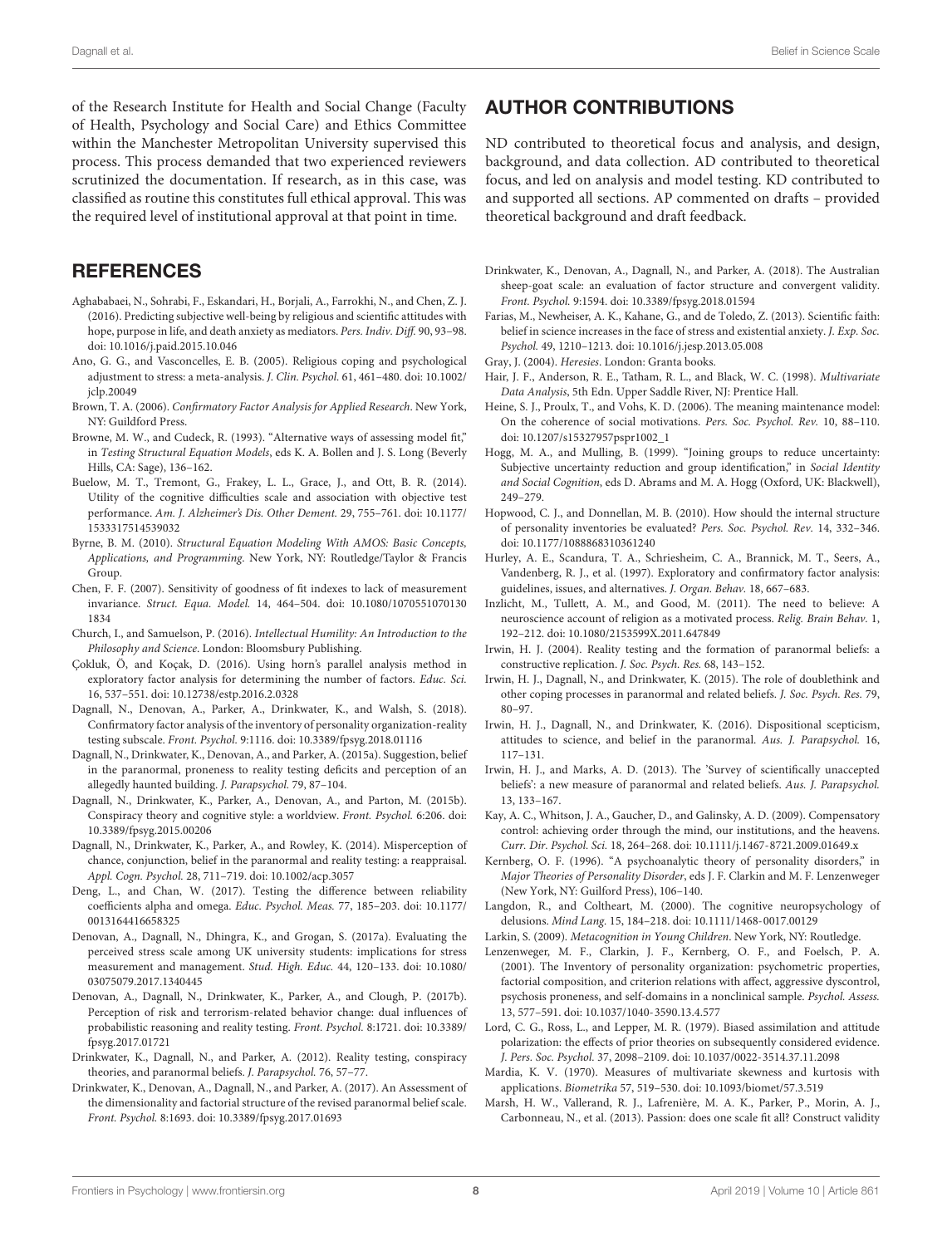of the Research Institute for Health and Social Change (Faculty of Health, Psychology and Social Care) and Ethics Committee within the Manchester Metropolitan University supervised this process. This process demanded that two experienced reviewers scrutinized the documentation. If research, as in this case, was classified as routine this constitutes full ethical approval. This was the required level of institutional approval at that point in time.

## AUTHOR CONTRIBUTIONS

ND contributed to theoretical focus and analysis, and design, background, and data collection. AD contributed to theoretical focus, and led on analysis and model testing. KD contributed to and supported all sections. AP commented on drafts – provided theoretical background and draft feedback.

## REFERENCES

Aghababaei, N., Sohrabi, F., Eskandari, H., Borjali, A., Farrokhi, N., and Chen, Z. J. (2016). Predicting subjective well-being by religious and scientific attitudes with hope, purpose in life, and death anxiety as mediators. *Pers. Indiv. Diff.* 90, 93–98. doi: 10.1016/j.paid.2015.10.046

Ano, G. G., and Vasconcelles, E. B. (2005). Religious coping and psychological adjustment to stress: a meta-analysis. *J. Clin. Psychol.* 61, 461–480. doi: 10.1002/jclp.20049

Brown, T. A. (2006). *Confirmatory Factor Analysis for Applied Research*. New York, NY: Guildford Press.

Browne, M. W., and Cudeck, R. (1993). "Alternative ways of assessing model fit," in *Testing Structural Equation Models*, eds K. A. Bollen and J. S. Long (Beverly Hills, CA: Sage), 136–162.

Buelow, M. T., Tremont, G., Frakey, L. L., Grace, J., and Ott, B. R. (2014). Utility of the cognitive difficulties scale and association with objective test performance. *Am. J. Alzheimer's Dis. Other Dement.* 29, 755–761. doi: 10.1177/1533317514539032

Byrne, B. M. (2010). *Structural Equation Modeling With AMOS: Basic Concepts, Applications, and Programming*. New York, NY: Routledge/Taylor & Francis Group.

Chen, F. F. (2007). Sensitivity of goodness of fit indexes to lack of measurement invariance. *Struct. Equa. Model.* 14, 464–504. doi: 10.1080/10705510701301834

Church, I., and Samuelson, P. (2016). *Intellectual Humility: An Introduction to the Philosophy and Science*. London: Bloomsbury Publishing.

Çokluk, Ö, and Koçak, D. (2016). Using horn's parallel analysis method in exploratory factor analysis for determining the number of factors. *Educ. Sci.* 16, 537–551. doi: 10.12738/estp.2016.2.0328

Dagnall, N., Denovan, A., Parker, A., Drinkwater, K., and Walsh, S. (2018). Confirmatory factor analysis of the inventory of personality organization-reality testing subscale. *Front. Psychol.* 9:1116. doi: 10.3389/fpsyg.2018.01116

Dagnall, N., Drinkwater, K., Denovan, A., and Parker, A. (2015a). Suggestion, belief in the paranormal, proneness to reality testing deficits and perception of an allegedly haunted building. *J. Parapsychol.* 79, 87–104.

Dagnall, N., Drinkwater, K., Parker, A., Denovan, A., and Parton, M. (2015b). Conspiracy theory and cognitive style: a worldview. *Front. Psychol.* 6:206. doi: 10.3389/fpsyg.2015.00206

Dagnall, N., Drinkwater, K., Parker, A., and Rowley, K. (2014). Misperception of chance, conjunction, belief in the paranormal and reality testing: a reappraisal. *Appl. Cogn. Psychol.* 28, 711–719. doi: 10.1002/acp.3057

Deng, L., and Chan, W. (2017). Testing the difference between reliability coefficients alpha and omega. *Educ. Psychol. Meas.* 77, 185–203. doi: 10.1177/0013164416658325

Denovan, A., Dagnall, N., Dhingra, K., and Grogan, S. (2017a). Evaluating the perceived stress scale among UK university students: implications for stress measurement and management. *Stud. High. Educ.* 44, 120–133. doi: 10.1080/03075079.2017.1340445

Denovan, A., Dagnall, N., Drinkwater, K., Parker, A., and Clough, P. (2017b). Perception of risk and terrorism-related behavior change: dual influences of probabilistic reasoning and reality testing. *Front. Psychol.* 8:1721. doi: 10.3389/fpsyg.2017.01721

Drinkwater, K., Dagnall, N., and Parker, A. (2012). Reality testing, conspiracy theories, and paranormal beliefs. *J. Parapsychol.* 76, 57–77.

Drinkwater, K., Denovan, A., Dagnall, N., and Parker, A. (2017). An Assessment of the dimensionality and factorial structure of the revised paranormal belief scale. *Front. Psychol.* 8:1693. doi: 10.3389/fpsyg.2017.01693

Drinkwater, K., Denovan, A., Dagnall, N., and Parker, A. (2018). The Australian sheep-goat scale: an evaluation of factor structure and convergent validity. *Front. Psychol.* 9:1594. doi: 10.3389/fpsyg.2018.01594

Farias, M., Newheiser, A. K., Kahane, G., and de Toledo, Z. (2013). Scientific faith: belief in science increases in the face of stress and existential anxiety. *J. Exp. Soc. Psychol.* 49, 1210–1213. doi: 10.1016/j.jesp.2013.05.008

Gray, J. (2004). *Heresies*. London: Granta books.

Hair, J. F., Anderson, R. E., Tatham, R. L., and Black, W. C. (1998). *Multivariate Data Analysis*, 5th Edn. Upper Saddle River, NJ: Prentice Hall.

Heine, S. J., Proulx, T., and Vohs, K. D. (2006). The meaning maintenance model: On the coherence of social motivations. *Pers. Soc. Psychol. Rev.* 10, 88–110. doi: 10.1207/s15327957pspr1002_1

Hogg, M. A., and Mulling, B. (1999). "Joining groups to reduce uncertainty: Subjective uncertainty reduction and group identification," in *Social Identity and Social Cognition*, eds D. Abrams and M. A. Hogg (Oxford, UK: Blackwell), 249–279.

Hopwood, C. J., and Donnellan, M. B. (2010). How should the internal structure of personality inventories be evaluated? *Pers. Soc. Psychol. Rev.* 14, 332–346. doi: 10.1177/1088868310361240

Hurley, A. E., Scandura, T. A., Schriesheim, C. A., Brannick, M. T., Seers, A., Vandenberg, R. J., et al. (1997). Exploratory and confirmatory factor analysis: guidelines, issues, and alternatives. *J. Organ. Behav.* 18, 667–683.

Inzlicht, M., Tullett, A. M., and Good, M. (2011). The need to believe: A neuroscience account of religion as a motivated process. *Relig. Brain Behav.* 1, 192–212. doi: 10.1080/2153599X.2011.647849

Irwin, H. J. (2004). Reality testing and the formation of paranormal beliefs: a constructive replication. *J. Soc. Psych. Res.* 68, 143–152.

Irwin, H. J., Dagnall, N., and Drinkwater, K. (2015). The role of doublethink and other coping processes in paranormal and related beliefs. *J. Soc. Psych. Res.* 79, 80–97.

Irwin, H. J., Dagnall, N., and Drinkwater, K. (2016). Dispositional scepticism, attitudes to science, and belief in the paranormal. *Aus. J. Parapsychol.* 16, 117–131.

Irwin, H. J., and Marks, A. D. (2013). The 'Survey of scientifically unaccepted beliefs': a new measure of paranormal and related beliefs. *Aus. J. Parapsychol.* 13, 133–167.

Kay, A. C., Whitson, J. A., Gaucher, D., and Galinsky, A. D. (2009). Compensatory control: achieving order through the mind, our institutions, and the heavens. *Curr. Dir. Psychol. Sci.* 18, 264–268. doi: 10.1111/j.1467-8721.2009.01649.x

Kernberg, O. F. (1996). "A psychoanalytic theory of personality disorders," in *Major Theories of Personality Disorder*, eds J. F. Clarkin and M. F. Lenzenweger (New York, NY: Guilford Press), 106–140.

Langdon, R., and Coltheart, M. (2000). The cognitive neuropsychology of delusions. *Mind Lang.* 15, 184–218. doi: 10.1111/1468-0017.00129

Larkin, S. (2009). *Metacognition in Young Children*. New York, NY: Routledge.

Lenzenweger, M. F., Clarkin, J. F., Kernberg, O. F., and Foelsch, P. A. (2001). The Inventory of personality organization: psychometric properties, factorial composition, and criterion relations with affect, aggressive dyscontrol, psychosis proneness, and self-domains in a nonclinical sample. *Psychol. Assess.* 13, 577–591. doi: 10.1037/1040-3590.13.4.577

Lord, C. G., Ross, L., and Lepper, M. R. (1979). Biased assimilation and attitude polarization: the effects of prior theories on subsequently considered evidence. *J. Pers. Soc. Psychol.* 37, 2098–2109. doi: 10.1037/0022-3514.37.11.2098

Mardia, K. V. (1970). Measures of multivariate skewness and kurtosis with applications. *Biometrika* 57, 519–530. doi: 10.1093/biomet/57.3.519

Marsh, H. W., Vallerand, R. J., Lafrenière, M. A. K., Parker, P., Morin, A. J., Carbonneau, N., et al. (2013). Passion: does one scale fit all? Construct validity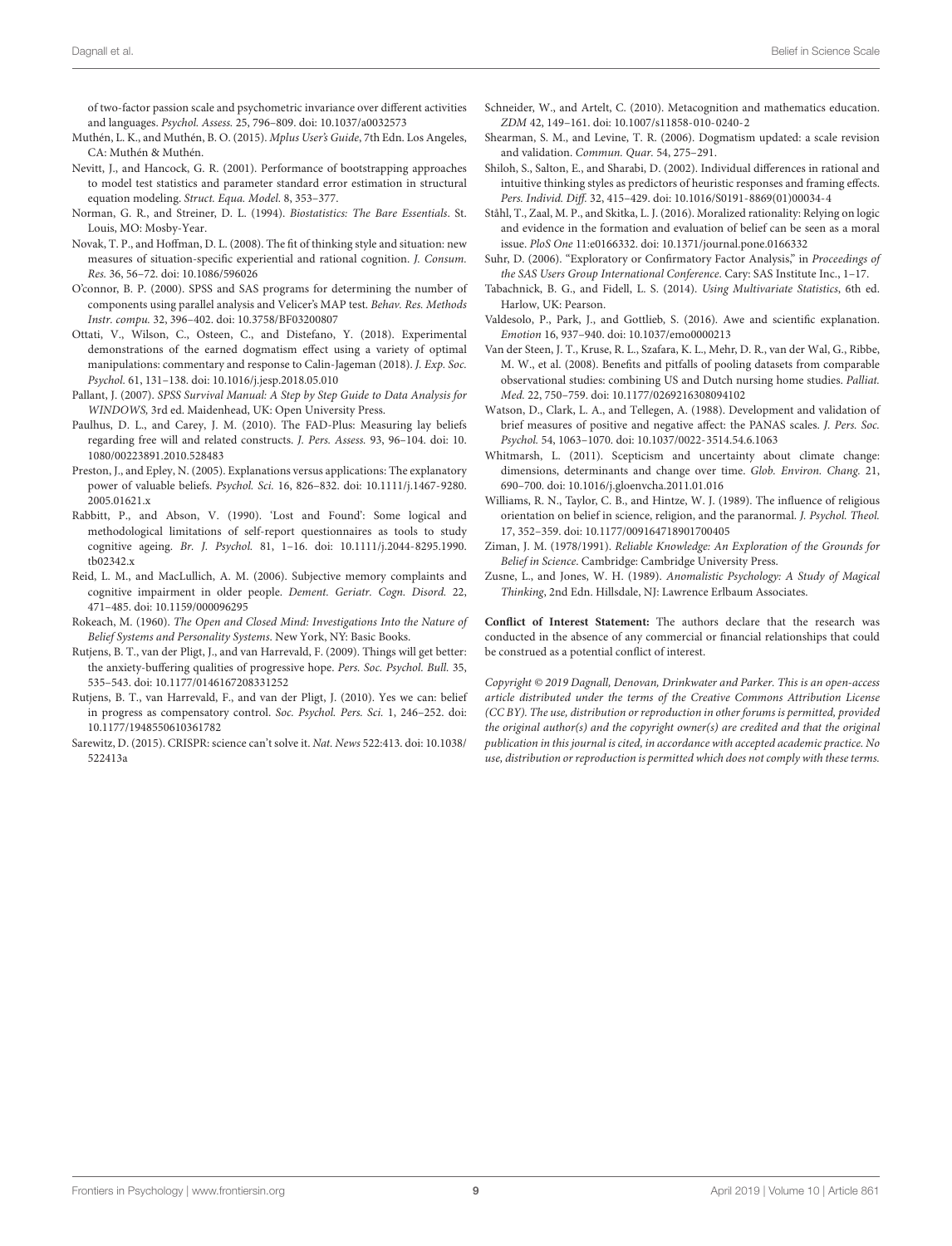of two-factor passion scale and psychometric invariance over different activities and languages. *Psychol. Assess.* 25, 796–809. doi: 10.1037/a0032573

Muthén, L. K., and Muthén, B. O. (2015). *Mplus User's Guide*, 7th Edn. Los Angeles, CA: Muthén & Muthén.

Nevitt, J., and Hancock, G. R. (2001). Performance of bootstrapping approaches to model test statistics and parameter standard error estimation in structural equation modeling. *Struct. Equa. Model.* 8, 353–377.

Norman, G. R., and Streiner, D. L. (1994). *Biostatistics: The Bare Essentials*. St. Louis, MO: Mosby-Year.

Novak, T. P., and Hoffman, D. L. (2008). The fit of thinking style and situation: new measures of situation-specific experiential and rational cognition. *J. Consum. Res.* 36, 56–72. doi: 10.1086/596026

O'connor, B. P. (2000). SPSS and SAS programs for determining the number of components using parallel analysis and Velicer's MAP test. *Behav. Res. Methods Instr. compu.* 32, 396–402. doi: 10.3758/BF03200807

Ottati, V., Wilson, C., Osteen, C., and Distefano, Y. (2018). Experimental demonstrations of the earned dogmatism effect using a variety of optimal manipulations: commentary and response to Calin-Jageman (2018). *J. Exp. Soc. Psychol.* 61, 131–138. doi: 10.1016/j.jesp.2018.05.010

Pallant, J. (2007). *SPSS Survival Manual: A Step by Step Guide to Data Analysis for WINDOWS,* 3rd ed. Maidenhead, UK: Open University Press.

Paulhus, D. L., and Carey, J. M. (2010). The FAD-Plus: Measuring lay beliefs regarding free will and related constructs. *J. Pers. Assess.* 93, 96–104. doi: 10.1080/00223891.2010.528483

Preston, J., and Epley, N. (2005). Explanations versus applications: The explanatory power of valuable beliefs. *Psychol. Sci.* 16, 826–832. doi: 10.1111/j.1467-9280.2005.01621.x

Rabbitt, P., and Abson, V. (1990). 'Lost and Found': Some logical and methodological limitations of self-report questionnaires as tools to study cognitive ageing. *Br. J. Psychol.* 81, 1–16. doi: 10.1111/j.2044-8295.1990.tb02342.x

Reid, L. M., and MacLullich, A. M. (2006). Subjective memory complaints and cognitive impairment in older people. *Dement. Geriatr. Cogn. Disord.* 22, 471–485. doi: 10.1159/000096295

Rokeach, M. (1960). *The Open and Closed Mind: Investigations Into the Nature of Belief Systems and Personality Systems*. New York, NY: Basic Books.

Rutjens, B. T., van der Pligt, J., and van Harrevald, F. (2009). Things will get better: the anxiety-buffering qualities of progressive hope. *Pers. Soc. Psychol. Bull.* 35, 535–543. doi: 10.1177/0146167208331252

Rutjens, B. T., van Harrevald, F., and van der Pligt, J. (2010). Yes we can: belief in progress as compensatory control. *Soc. Psychol. Pers. Sci.* 1, 246–252. doi: 10.1177/1948550610361782

Sarewitz, D. (2015). CRISPR: science can't solve it. *Nat. News* 522:413. doi: 10.1038/522413a

Schneider, W., and Artelt, C. (2010). Metacognition and mathematics education. *ZDM* 42, 149–161. doi: 10.1007/s11858-010-0240-2

Shearman, S. M., and Levine, T. R. (2006). Dogmatism updated: a scale revision and validation. *Commun. Quar.* 54, 275–291.

Shiloh, S., Salton, E., and Sharabi, D. (2002). Individual differences in rational and intuitive thinking styles as predictors of heuristic responses and framing effects. *Pers. Individ. Diff.* 32, 415–429. doi: 10.1016/S0191-8869(01)00034-4

Ståhl, T., Zaal, M. P., and Skitka, L. J. (2016). Moralized rationality: Relying on logic and evidence in the formation and evaluation of belief can be seen as a moral issue. *PloS One* 11:e0166332. doi: 10.1371/journal.pone.0166332

Suhr, D. (2006). "Exploratory or Confirmatory Factor Analysis," in *Proceedings of the SAS Users Group International Conference*. Cary: SAS Institute Inc., 1–17.

Tabachnick, B. G., and Fidell, L. S. (2014). *Using Multivariate Statistics*, 6th ed. Harlow, UK: Pearson.

Valdesolo, P., Park, J., and Gottlieb, S. (2016). Awe and scientific explanation. *Emotion* 16, 937–940. doi: 10.1037/emo0000213

Van der Steen, J. T., Kruse, R. L., Szafara, K. L., Mehr, D. R., van der Wal, G., Ribbe, M. W., et al. (2008). Benefits and pitfalls of pooling datasets from comparable observational studies: combining US and Dutch nursing home studies. *Palliat. Med.* 22, 750–759. doi: 10.1177/0269216308094102

Watson, D., Clark, L. A., and Tellegen, A. (1988). Development and validation of brief measures of positive and negative affect: the PANAS scales. *J. Pers. Soc. Psychol.* 54, 1063–1070. doi: 10.1037/0022-3514.54.6.1063

Whitmarsh, L. (2011). Scepticism and uncertainty about climate change: dimensions, determinants and change over time. *Glob. Environ. Chang.* 21, 690–700. doi: 10.1016/j.gloenvcha.2011.01.016

Williams, R. N., Taylor, C. B., and Hintze, W. J. (1989). The influence of religious orientation on belief in science, religion, and the paranormal. *J. Psychol. Theol.* 17, 352–359. doi: 10.1177/009164718901700405

Ziman, J. M. (1978/1991). *Reliable Knowledge: An Exploration of the Grounds for Belief in Science*. Cambridge: Cambridge University Press.

Zusne, L., and Jones, W. H. (1989). *Anomalistic Psychology: A Study of Magical Thinking*, 2nd Edn. Hillsdale, NJ: Lawrence Erlbaum Associates.

**Conflict of Interest Statement:** The authors declare that the research was conducted in the absence of any commercial or financial relationships that could be construed as a potential conflict of interest.

*Copyright © 2019 Dagnall, Denovan, Drinkwater and Parker. This is an open-access article distributed under the terms of the Creative Commons Attribution License (CC BY). The use, distribution or reproduction in other forums is permitted, provided the original author(s) and the copyright owner(s) are credited and that the original publication in this journal is cited, in accordance with accepted academic practice. No use, distribution or reproduction is permitted which does not comply with these terms.*